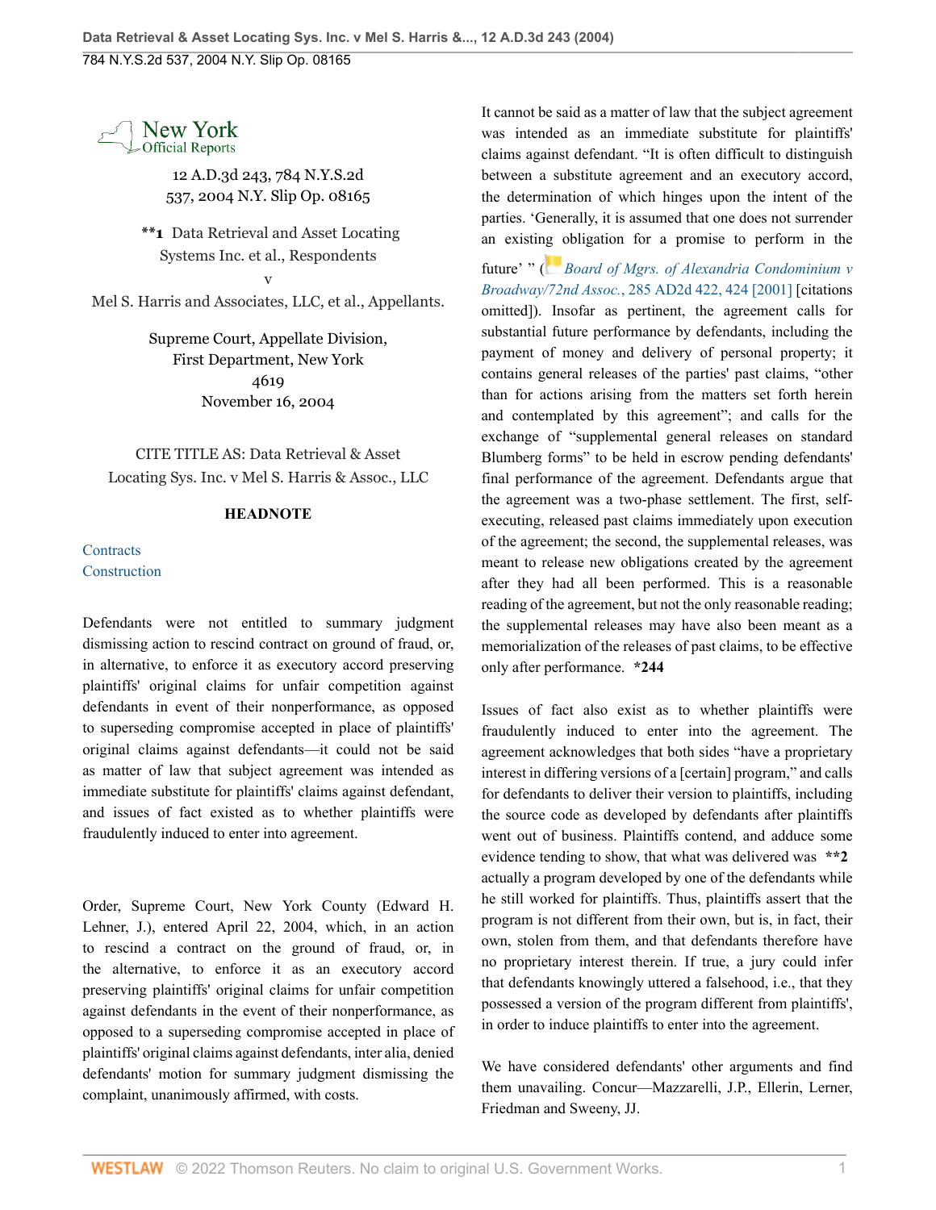New York Official Reports

12 A.D.3d 243, 784 N.Y.S.2d 537, 2004 N.Y. Slip Op. 08165

**1 Data Retrieval and Asset Locating Systems Inc. et al., Respondents

v

Mel S. Harris and Associates, LLC, et al., Appellants.

Supreme Court, Appellate Division, First Department, New York

4619

November 16, 2004

CITE TITLE AS: Data Retrieval & Asset Locating Sys. Inc. v Mel S. Harris & Assoc., LLC

## HEADNOTE

Contracts
Construction

Defendants were not entitled to summary judgment dismissing action to rescind contract on ground of fraud, or, in alternative, to enforce it as executory accord preserving plaintiffs' original claims for unfair competition against defendants in event of their nonperformance, as opposed to superseding compromise accepted in place of plaintiffs' original claims against defendants—it could not be said as matter of law that subject agreement was intended as immediate substitute for plaintiffs' claims against defendant, and issues of fact existed as to whether plaintiffs were fraudulently induced to enter into agreement.

Order, Supreme Court, New York County (Edward H. Lehner, J.), entered April 22, 2004, which, in an action to rescind a contract on the ground of fraud, or, in the alternative, to enforce it as an executory accord preserving plaintiffs' original claims for unfair competition against defendants in the event of their nonperformance, as opposed to a superseding compromise accepted in place of plaintiffs' original claims against defendants, inter alia, denied defendants' motion for summary judgment dismissing the complaint, unanimously affirmed, with costs.

It cannot be said as a matter of law that the subject agreement was intended as an immediate substitute for plaintiffs' claims against defendant. "It is often difficult to distinguish between a substitute agreement and an executory accord, the determination of which hinges upon the intent of the parties. 'Generally, it is assumed that one does not surrender an existing obligation for a promise to perform in the future' " (*Board of Mgrs. of Alexandria Condominium v Broadway/72nd Assoc.*, 285 AD2d 422, 424 [2001] [citations omitted]). Insofar as pertinent, the agreement calls for substantial future performance by defendants, including the payment of money and delivery of personal property; it contains general releases of the parties' past claims, "other than for actions arising from the matters set forth herein and contemplated by this agreement"; and calls for the exchange of "supplemental general releases on standard Blumberg forms" to be held in escrow pending defendants' final performance of the agreement. Defendants argue that the agreement was a two-phase settlement. The first, self-executing, released past claims immediately upon execution of the agreement; the second, the supplemental releases, was meant to release new obligations created by the agreement after they had all been performed. This is a reasonable reading of the agreement, but not the only reasonable reading; the supplemental releases may have also been meant as a memorialization of the releases of past claims, to be effective only after performance. *244

Issues of fact also exist as to whether plaintiffs were fraudulently induced to enter into the agreement. The agreement acknowledges that both sides "have a proprietary interest in differing versions of a [certain] program," and calls for defendants to deliver their version to plaintiffs, including the source code as developed by defendants after plaintiffs went out of business. Plaintiffs contend, and adduce some evidence tending to show, that what was delivered was **2 actually a program developed by one of the defendants while he still worked for plaintiffs. Thus, plaintiffs assert that the program is not different from their own, but is, in fact, their own, stolen from them, and that defendants therefore have no proprietary interest therein. If true, a jury could infer that defendants knowingly uttered a falsehood, i.e., that they possessed a version of the program different from plaintiffs', in order to induce plaintiffs to enter into the agreement.

We have considered defendants' other arguments and find them unavailing. Concur—Mazzarelli, J.P., Ellerin, Lerner, Friedman and Sweeny, JJ.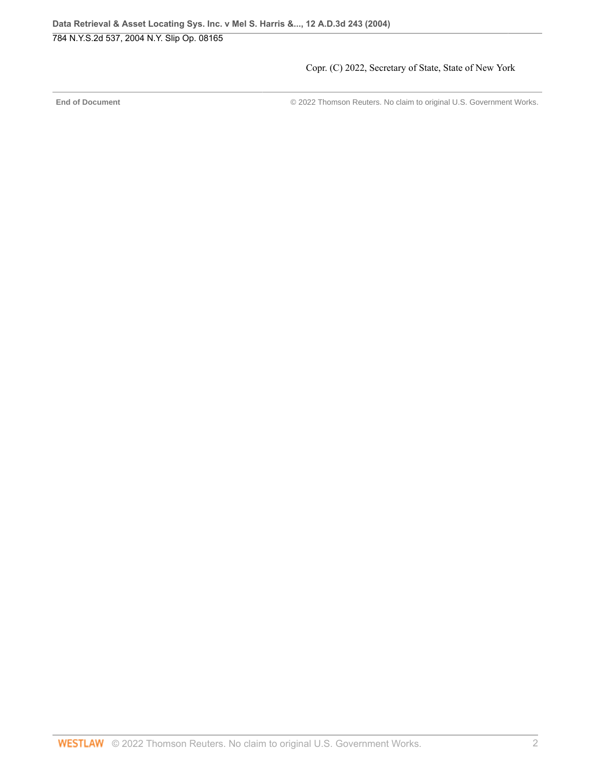Copr. (C) 2022, Secretary of State, State of New York

**End of Document** © 2022 Thomson Reuters. No claim to original U.S. Government Works.